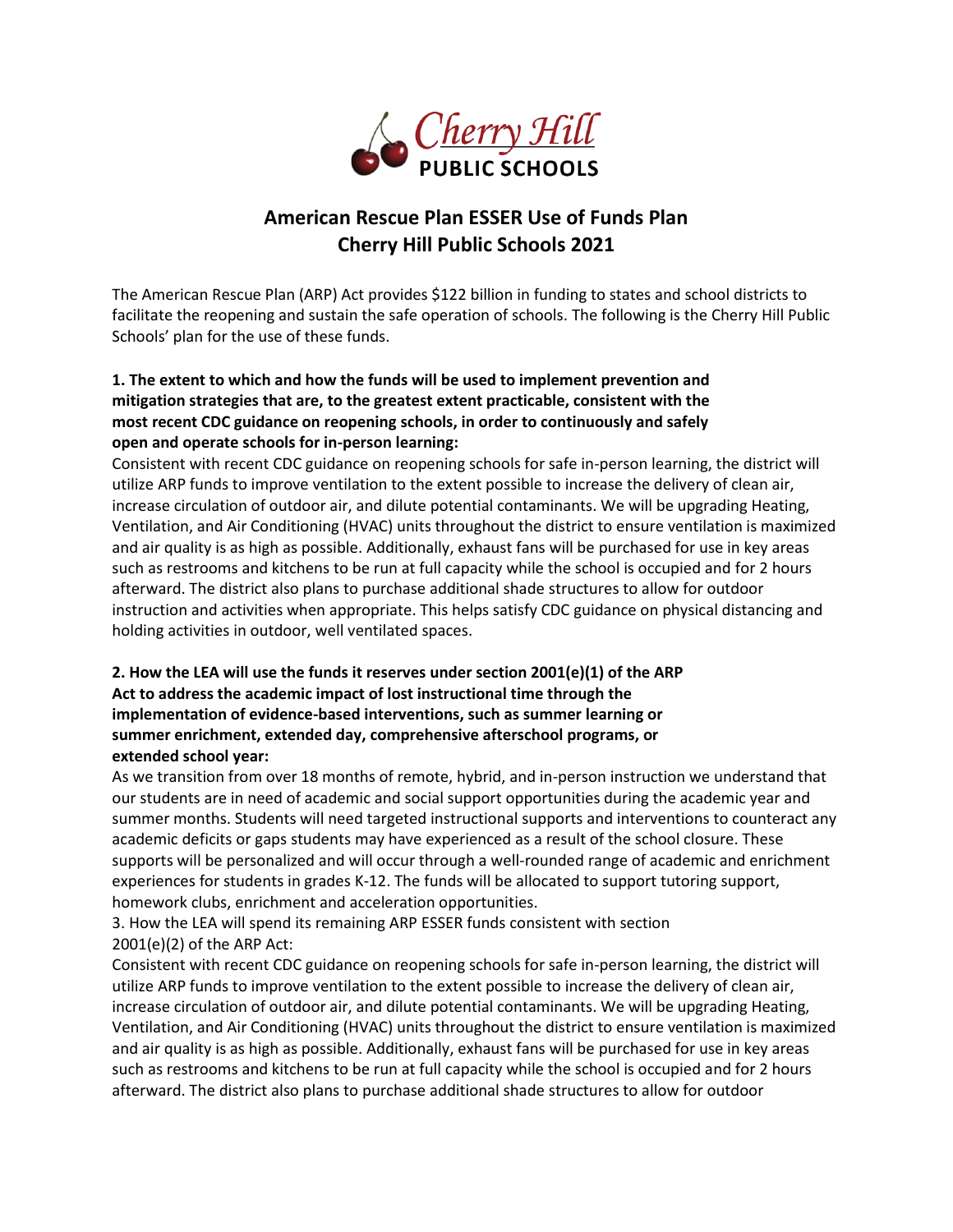# American Rescue Plan ESSER Use of Funds Plan
# Cherry Hill Public Schools 2021

The American Rescue Plan (ARP) Act provides $122 billion in funding to states and school districts to facilitate the reopening and sustain the safe operation of schools. The following is the Cherry Hill Public Schools' plan for the use of these funds.

**1. The extent to which and how the funds will be used to implement prevention and mitigation strategies that are, to the greatest extent practicable, consistent with the most recent CDC guidance on reopening schools, in order to continuously and safely open and operate schools for in-person learning:**

Consistent with recent CDC guidance on reopening schools for safe in-person learning, the district will utilize ARP funds to improve ventilation to the extent possible to increase the delivery of clean air, increase circulation of outdoor air, and dilute potential contaminants. We will be upgrading Heating, Ventilation, and Air Conditioning (HVAC) units throughout the district to ensure ventilation is maximized and air quality is as high as possible. Additionally, exhaust fans will be purchased for use in key areas such as restrooms and kitchens to be run at full capacity while the school is occupied and for 2 hours afterward. The district also plans to purchase additional shade structures to allow for outdoor instruction and activities when appropriate. This helps satisfy CDC guidance on physical distancing and holding activities in outdoor, well ventilated spaces.

**2. How the LEA will use the funds it reserves under section 2001(e)(1) of the ARP Act to address the academic impact of lost instructional time through the implementation of evidence-based interventions, such as summer learning or summer enrichment, extended day, comprehensive afterschool programs, or extended school year:**

As we transition from over 18 months of remote, hybrid, and in-person instruction we understand that our students are in need of academic and social support opportunities during the academic year and summer months. Students will need targeted instructional supports and interventions to counteract any academic deficits or gaps students may have experienced as a result of the school closure. These supports will be personalized and will occur through a well-rounded range of academic and enrichment experiences for students in grades K-12. The funds will be allocated to support tutoring support, homework clubs, enrichment and acceleration opportunities.

3. How the LEA will spend its remaining ARP ESSER funds consistent with section 2001(e)(2) of the ARP Act:

Consistent with recent CDC guidance on reopening schools for safe in-person learning, the district will utilize ARP funds to improve ventilation to the extent possible to increase the delivery of clean air, increase circulation of outdoor air, and dilute potential contaminants. We will be upgrading Heating, Ventilation, and Air Conditioning (HVAC) units throughout the district to ensure ventilation is maximized and air quality is as high as possible. Additionally, exhaust fans will be purchased for use in key areas such as restrooms and kitchens to be run at full capacity while the school is occupied and for 2 hours afterward. The district also plans to purchase additional shade structures to allow for outdoor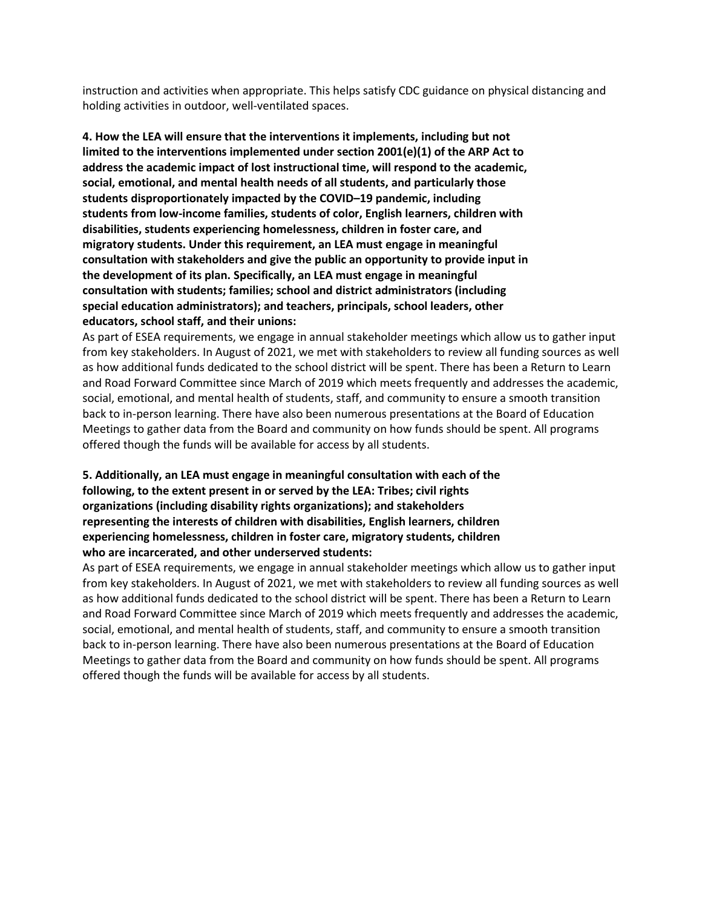instruction and activities when appropriate. This helps satisfy CDC guidance on physical distancing and holding activities in outdoor, well-ventilated spaces.

**4. How the LEA will ensure that the interventions it implements, including but not limited to the interventions implemented under section 2001(e)(1) of the ARP Act to address the academic impact of lost instructional time, will respond to the academic, social, emotional, and mental health needs of all students, and particularly those students disproportionately impacted by the COVID–19 pandemic, including students from low-income families, students of color, English learners, children with disabilities, students experiencing homelessness, children in foster care, and migratory students. Under this requirement, an LEA must engage in meaningful consultation with stakeholders and give the public an opportunity to provide input in the development of its plan. Specifically, an LEA must engage in meaningful consultation with students; families; school and district administrators (including special education administrators); and teachers, principals, school leaders, other educators, school staff, and their unions:**

As part of ESEA requirements, we engage in annual stakeholder meetings which allow us to gather input from key stakeholders. In August of 2021, we met with stakeholders to review all funding sources as well as how additional funds dedicated to the school district will be spent. There has been a Return to Learn and Road Forward Committee since March of 2019 which meets frequently and addresses the academic, social, emotional, and mental health of students, staff, and community to ensure a smooth transition back to in-person learning. There have also been numerous presentations at the Board of Education Meetings to gather data from the Board and community on how funds should be spent. All programs offered though the funds will be available for access by all students.

**5. Additionally, an LEA must engage in meaningful consultation with each of the following, to the extent present in or served by the LEA: Tribes; civil rights organizations (including disability rights organizations); and stakeholders representing the interests of children with disabilities, English learners, children experiencing homelessness, children in foster care, migratory students, children who are incarcerated, and other underserved students:**

As part of ESEA requirements, we engage in annual stakeholder meetings which allow us to gather input from key stakeholders. In August of 2021, we met with stakeholders to review all funding sources as well as how additional funds dedicated to the school district will be spent. There has been a Return to Learn and Road Forward Committee since March of 2019 which meets frequently and addresses the academic, social, emotional, and mental health of students, staff, and community to ensure a smooth transition back to in-person learning. There have also been numerous presentations at the Board of Education Meetings to gather data from the Board and community on how funds should be spent. All programs offered though the funds will be available for access by all students.